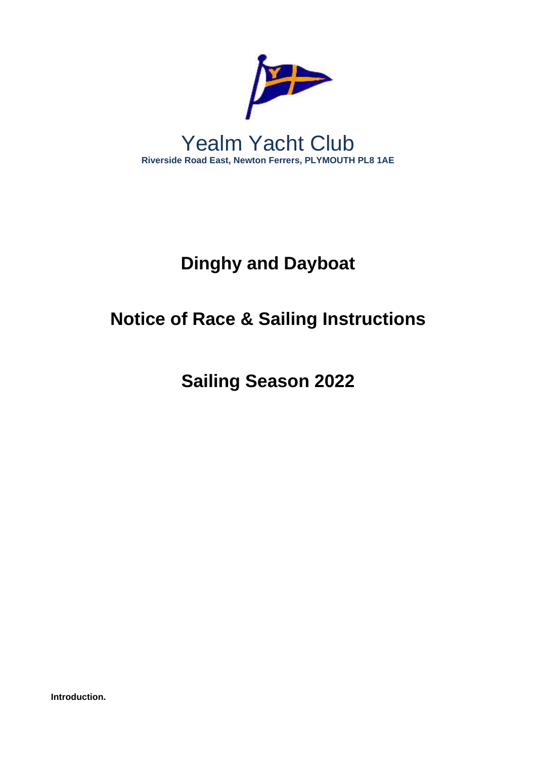# Yealm Yacht Club

**Riverside Road East, Newton Ferrers, PLYMOUTH PL8 1AE**

## Dinghy and Dayboat

## Notice of Race & Sailing Instructions

## Sailing Season 2022

**Introduction.**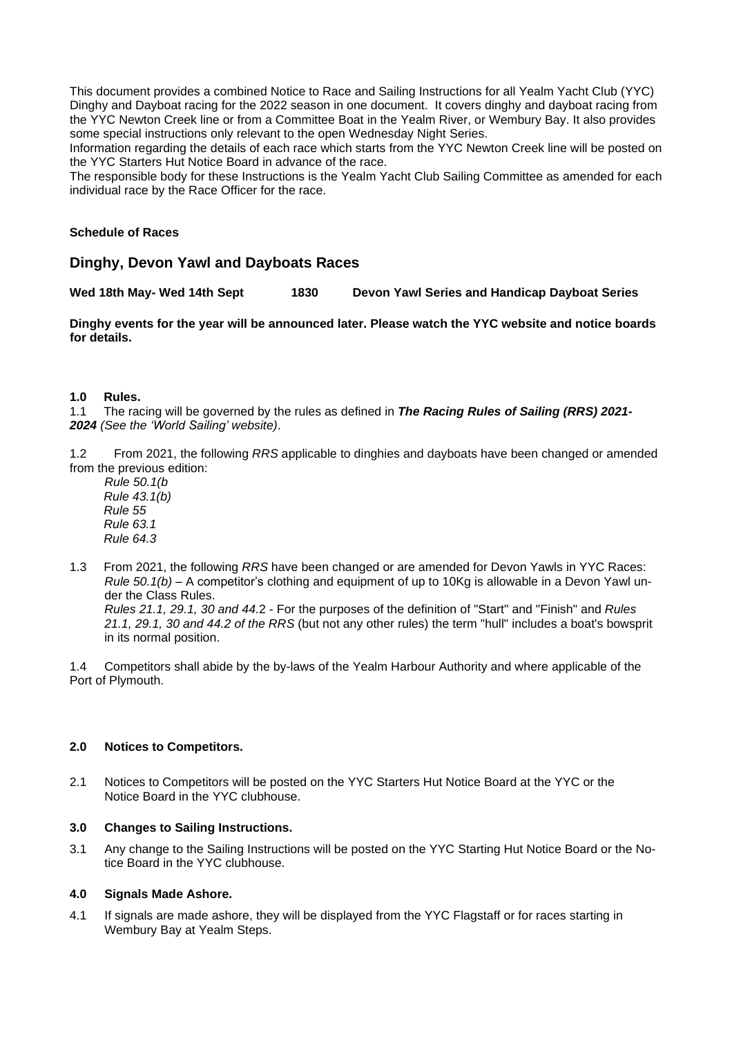This document provides a combined Notice to Race and Sailing Instructions for all Yealm Yacht Club (YYC) Dinghy and Dayboat racing for the 2022 season in one document. It covers dinghy and dayboat racing from the YYC Newton Creek line or from a Committee Boat in the Yealm River, or Wembury Bay. It also provides some special instructions only relevant to the open Wednesday Night Series.
Information regarding the details of each race which starts from the YYC Newton Creek line will be posted on the YYC Starters Hut Notice Board in advance of the race.
The responsible body for these Instructions is the Yealm Yacht Club Sailing Committee as amended for each individual race by the Race Officer for the race.

**Schedule of Races**

## Dinghy, Devon Yawl and Dayboats Races

**Wed 18th May- Wed 14th Sept 1830 Devon Yawl Series and Handicap Dayboat Series**

**Dinghy events for the year will be announced later. Please watch the YYC website and notice boards for details.**

**1.0 Rules.**

1.1 The racing will be governed by the rules as defined in ***The Racing Rules of Sailing (RRS) 2021-2024*** *(See the 'World Sailing' website)*.

1.2 From 2021, the following *RRS* applicable to dinghies and dayboats have been changed or amended from the previous edition:

*Rule 50.1(b*
*Rule 43.1(b)*
*Rule 55*
*Rule 63.1*
*Rule 64.3*

1.3 From 2021, the following *RRS* have been changed or are amended for Devon Yawls in YYC Races:
*Rule 50.1(b)* – A competitor's clothing and equipment of up to 10Kg is allowable in a Devon Yawl under the Class Rules.
*Rules 21.1, 29.1, 30 and 44.*2 - For the purposes of the definition of "Start" and "Finish" and *Rules 21.1, 29.1, 30 and 44.2 of the RRS* (but not any other rules) the term "hull" includes a boat's bowsprit in its normal position.

1.4 Competitors shall abide by the by-laws of the Yealm Harbour Authority and where applicable of the Port of Plymouth.

**2.0 Notices to Competitors.**

2.1 Notices to Competitors will be posted on the YYC Starters Hut Notice Board at the YYC or the Notice Board in the YYC clubhouse.

**3.0 Changes to Sailing Instructions.**

3.1 Any change to the Sailing Instructions will be posted on the YYC Starting Hut Notice Board or the Notice Board in the YYC clubhouse.

**4.0 Signals Made Ashore.**

4.1 If signals are made ashore, they will be displayed from the YYC Flagstaff or for races starting in Wembury Bay at Yealm Steps.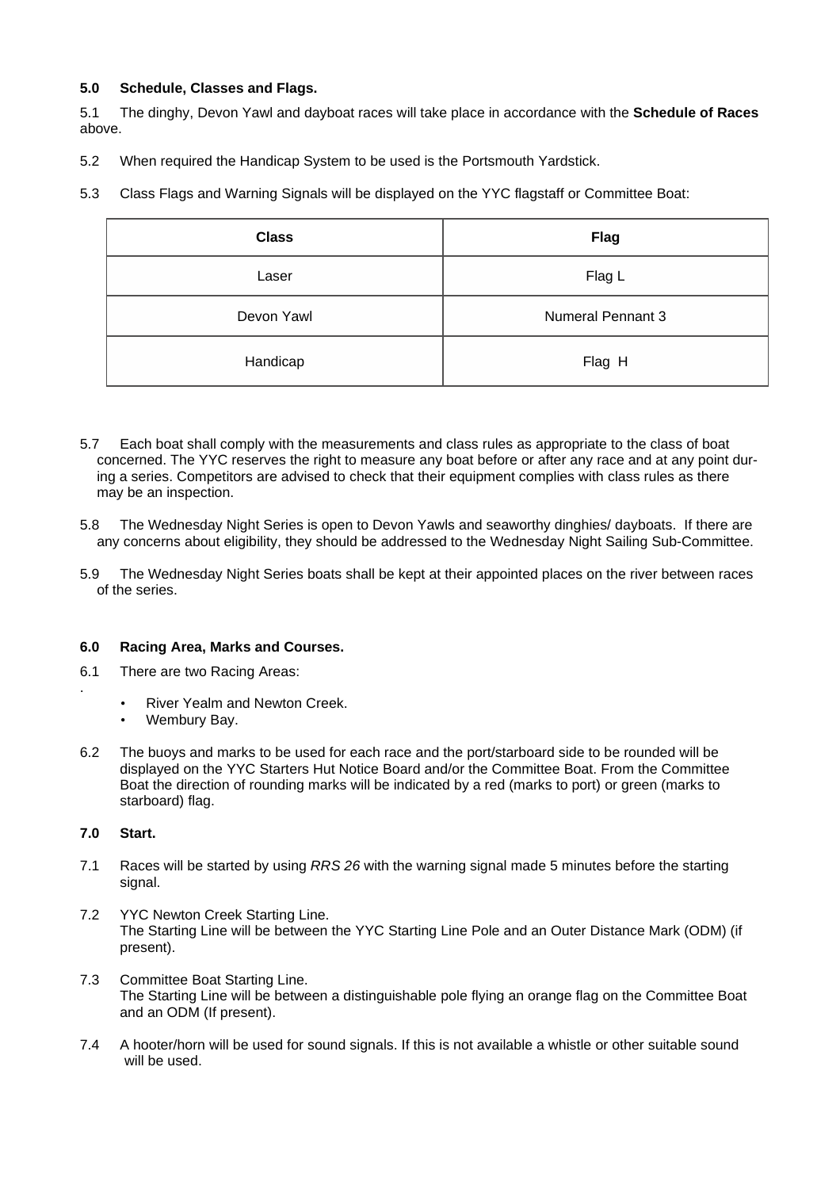**5.0 Schedule, Classes and Flags.**

5.1 The dinghy, Devon Yawl and dayboat races will take place in accordance with the **Schedule of Races** above.

5.2 When required the Handicap System to be used is the Portsmouth Yardstick.

5.3 Class Flags and Warning Signals will be displayed on the YYC flagstaff or Committee Boat:

| Class | Flag |
|---|---|
| Laser | Flag L |
| Devon Yawl | Numeral Pennant 3 |
| Handicap | Flag H |

5.7 Each boat shall comply with the measurements and class rules as appropriate to the class of boat concerned. The YYC reserves the right to measure any boat before or after any race and at any point during a series. Competitors are advised to check that their equipment complies with class rules as there may be an inspection.

5.8 The Wednesday Night Series is open to Devon Yawls and seaworthy dinghies/ dayboats. If there are any concerns about eligibility, they should be addressed to the Wednesday Night Sailing Sub-Committee.

5.9 The Wednesday Night Series boats shall be kept at their appointed places on the river between races of the series.

**6.0 Racing Area, Marks and Courses.**

6.1 There are two Racing Areas:

- River Yealm and Newton Creek.
- Wembury Bay.

6.2 The buoys and marks to be used for each race and the port/starboard side to be rounded will be displayed on the YYC Starters Hut Notice Board and/or the Committee Boat. From the Committee Boat the direction of rounding marks will be indicated by a red (marks to port) or green (marks to starboard) flag.

**7.0 Start.**

7.1 Races will be started by using *RRS 26* with the warning signal made 5 minutes before the starting signal.

7.2 YYC Newton Creek Starting Line.
The Starting Line will be between the YYC Starting Line Pole and an Outer Distance Mark (ODM) (if present).

7.3 Committee Boat Starting Line.
The Starting Line will be between a distinguishable pole flying an orange flag on the Committee Boat and an ODM (If present).

7.4 A hooter/horn will be used for sound signals. If this is not available a whistle or other suitable sound will be used.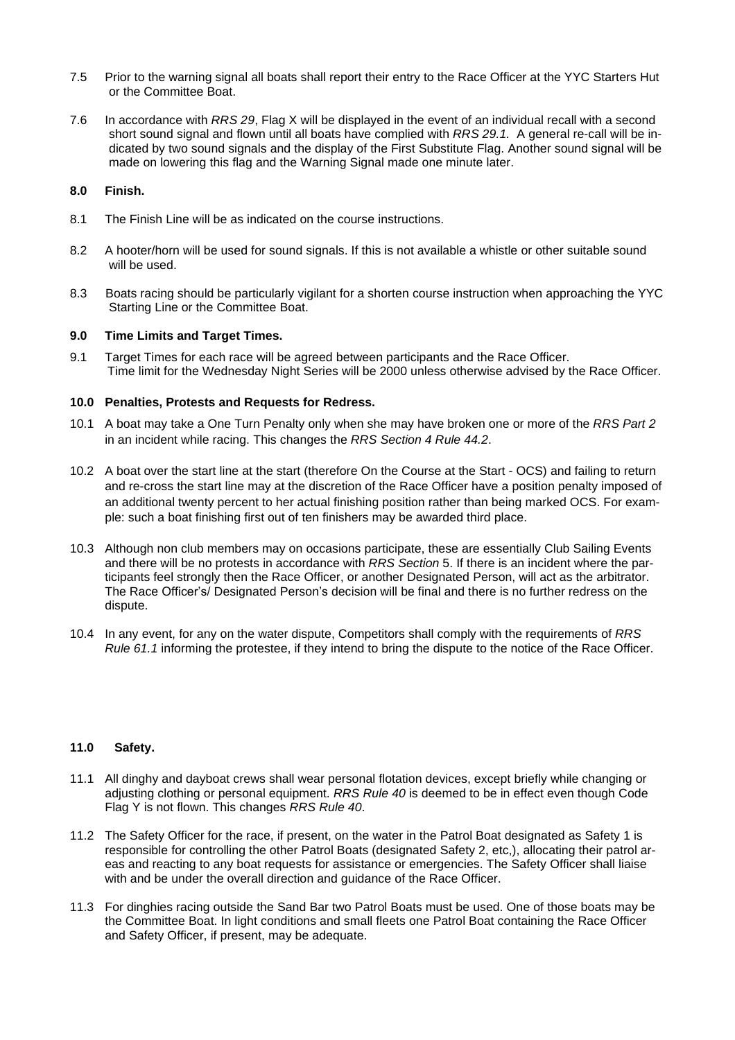7.5 Prior to the warning signal all boats shall report their entry to the Race Officer at the YYC Starters Hut or the Committee Boat.

7.6 In accordance with *RRS 29*, Flag X will be displayed in the event of an individual recall with a second short sound signal and flown until all boats have complied with *RRS 29.1.* A general re-call will be indicated by two sound signals and the display of the First Substitute Flag. Another sound signal will be made on lowering this flag and the Warning Signal made one minute later.

**8.0 Finish.**

8.1 The Finish Line will be as indicated on the course instructions.

8.2 A hooter/horn will be used for sound signals. If this is not available a whistle or other suitable sound will be used.

8.3 Boats racing should be particularly vigilant for a shorten course instruction when approaching the YYC Starting Line or the Committee Boat.

**9.0 Time Limits and Target Times.**

9.1 Target Times for each race will be agreed between participants and the Race Officer. Time limit for the Wednesday Night Series will be 2000 unless otherwise advised by the Race Officer.

**10.0 Penalties, Protests and Requests for Redress.**

10.1 A boat may take a One Turn Penalty only when she may have broken one or more of the *RRS Part 2* in an incident while racing. This changes the *RRS Section 4 Rule 44.2*.

10.2 A boat over the start line at the start (therefore On the Course at the Start - OCS) and failing to return and re-cross the start line may at the discretion of the Race Officer have a position penalty imposed of an additional twenty percent to her actual finishing position rather than being marked OCS. For example: such a boat finishing first out of ten finishers may be awarded third place.

10.3 Although non club members may on occasions participate, these are essentially Club Sailing Events and there will be no protests in accordance with *RRS Section* 5. If there is an incident where the participants feel strongly then the Race Officer, or another Designated Person, will act as the arbitrator. The Race Officer's/ Designated Person's decision will be final and there is no further redress on the dispute.

10.4 In any event, for any on the water dispute, Competitors shall comply with the requirements of *RRS Rule 61.1* informing the protestee, if they intend to bring the dispute to the notice of the Race Officer.

**11.0 Safety.**

11.1 All dinghy and dayboat crews shall wear personal flotation devices, except briefly while changing or adjusting clothing or personal equipment. *RRS Rule 40* is deemed to be in effect even though Code Flag Y is not flown. This changes *RRS Rule 40*.

11.2 The Safety Officer for the race, if present, on the water in the Patrol Boat designated as Safety 1 is responsible for controlling the other Patrol Boats (designated Safety 2, etc,), allocating their patrol areas and reacting to any boat requests for assistance or emergencies. The Safety Officer shall liaise with and be under the overall direction and guidance of the Race Officer.

11.3 For dinghies racing outside the Sand Bar two Patrol Boats must be used. One of those boats may be the Committee Boat. In light conditions and small fleets one Patrol Boat containing the Race Officer and Safety Officer, if present, may be adequate.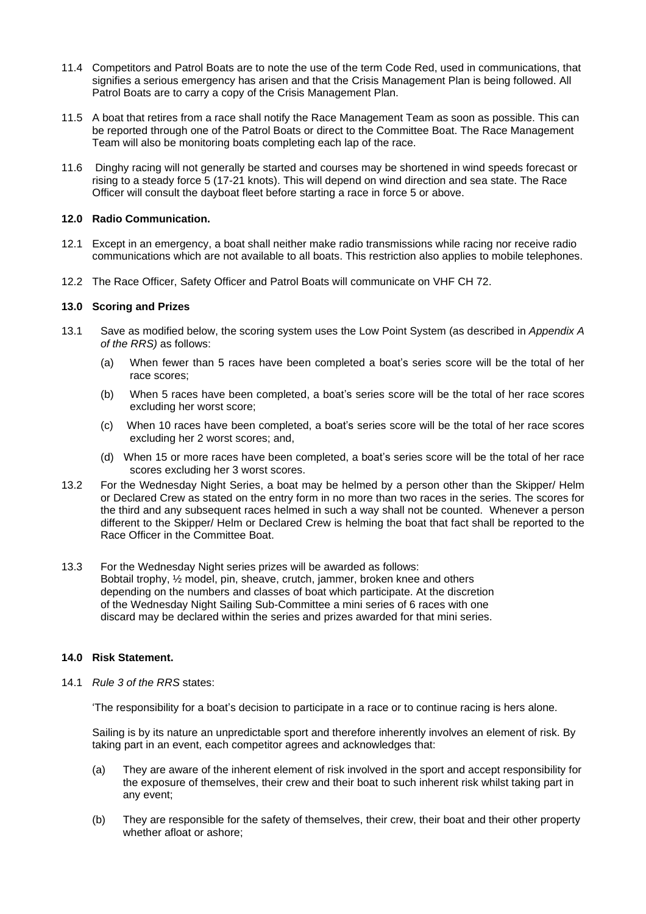11.4 Competitors and Patrol Boats are to note the use of the term Code Red, used in communications, that signifies a serious emergency has arisen and that the Crisis Management Plan is being followed. All Patrol Boats are to carry a copy of the Crisis Management Plan.

11.5 A boat that retires from a race shall notify the Race Management Team as soon as possible. This can be reported through one of the Patrol Boats or direct to the Committee Boat. The Race Management Team will also be monitoring boats completing each lap of the race.

11.6 Dinghy racing will not generally be started and courses may be shortened in wind speeds forecast or rising to a steady force 5 (17-21 knots). This will depend on wind direction and sea state. The Race Officer will consult the dayboat fleet before starting a race in force 5 or above.

**12.0 Radio Communication.**

12.1 Except in an emergency, a boat shall neither make radio transmissions while racing nor receive radio communications which are not available to all boats. This restriction also applies to mobile telephones.

12.2 The Race Officer, Safety Officer and Patrol Boats will communicate on VHF CH 72.

**13.0 Scoring and Prizes**

13.1 Save as modified below, the scoring system uses the Low Point System (as described in *Appendix A of the RRS)* as follows:

(a) When fewer than 5 races have been completed a boat's series score will be the total of her race scores;

(b) When 5 races have been completed, a boat's series score will be the total of her race scores excluding her worst score;

(c) When 10 races have been completed, a boat's series score will be the total of her race scores excluding her 2 worst scores; and,

(d) When 15 or more races have been completed, a boat's series score will be the total of her race scores excluding her 3 worst scores.

13.2 For the Wednesday Night Series, a boat may be helmed by a person other than the Skipper/ Helm or Declared Crew as stated on the entry form in no more than two races in the series. The scores for the third and any subsequent races helmed in such a way shall not be counted. Whenever a person different to the Skipper/ Helm or Declared Crew is helming the boat that fact shall be reported to the Race Officer in the Committee Boat.

13.3 For the Wednesday Night series prizes will be awarded as follows:
Bobtail trophy, ½ model, pin, sheave, crutch, jammer, broken knee and others depending on the numbers and classes of boat which participate. At the discretion of the Wednesday Night Sailing Sub-Committee a mini series of 6 races with one discard may be declared within the series and prizes awarded for that mini series.

**14.0 Risk Statement.**

14.1 *Rule 3 of the RRS* states:

'The responsibility for a boat's decision to participate in a race or to continue racing is hers alone.

Sailing is by its nature an unpredictable sport and therefore inherently involves an element of risk. By taking part in an event, each competitor agrees and acknowledges that:

(a) They are aware of the inherent element of risk involved in the sport and accept responsibility for the exposure of themselves, their crew and their boat to such inherent risk whilst taking part in any event;

(b) They are responsible for the safety of themselves, their crew, their boat and their other property whether afloat or ashore;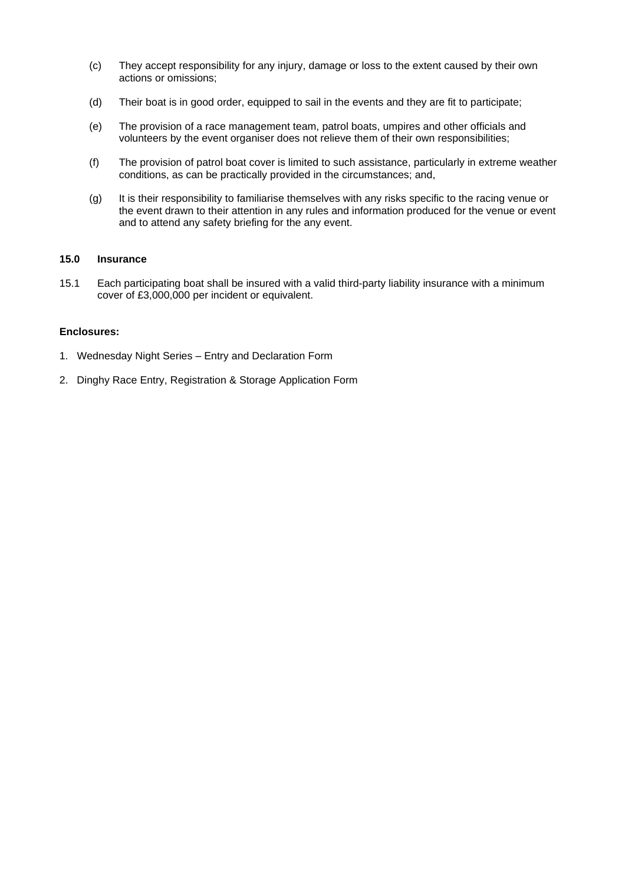(c) They accept responsibility for any injury, damage or loss to the extent caused by their own actions or omissions;

(d) Their boat is in good order, equipped to sail in the events and they are fit to participate;

(e) The provision of a race management team, patrol boats, umpires and other officials and volunteers by the event organiser does not relieve them of their own responsibilities;

(f) The provision of patrol boat cover is limited to such assistance, particularly in extreme weather conditions, as can be practically provided in the circumstances; and,

(g) It is their responsibility to familiarise themselves with any risks specific to the racing venue or the event drawn to their attention in any rules and information produced for the venue or event and to attend any safety briefing for the any event.

**15.0 Insurance**

15.1 Each participating boat shall be insured with a valid third-party liability insurance with a minimum cover of £3,000,000 per incident or equivalent.

**Enclosures:**

1. Wednesday Night Series – Entry and Declaration Form
2. Dinghy Race Entry, Registration & Storage Application Form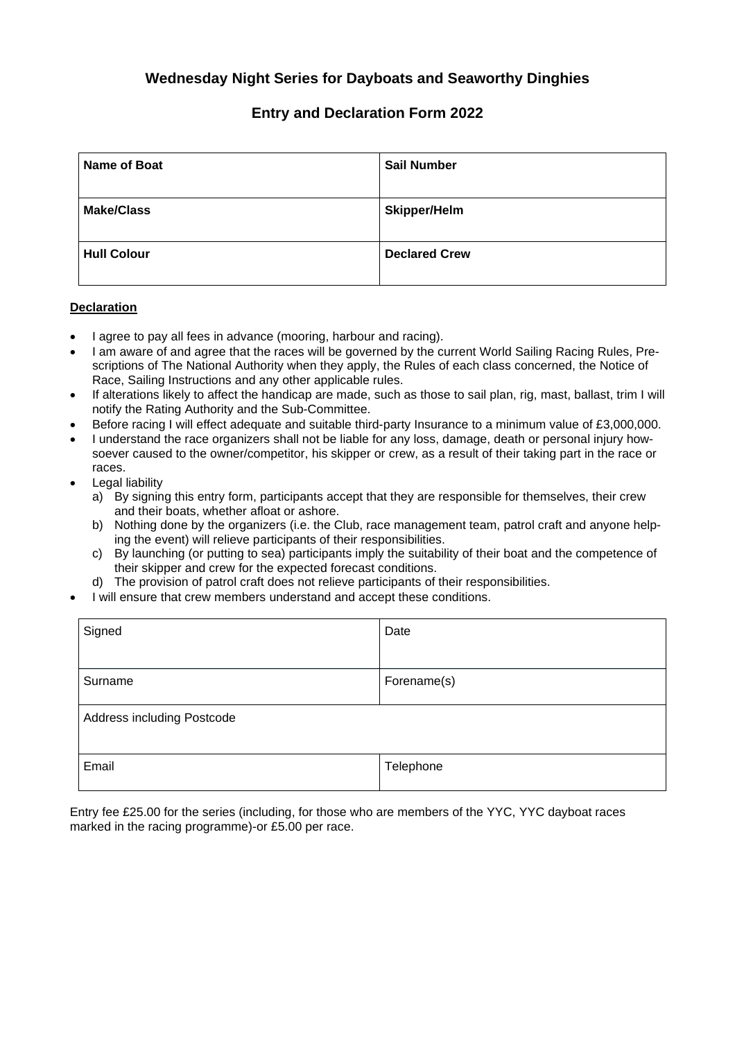## Wednesday Night Series for Dayboats and Seaworthy Dinghies

## Entry and Declaration Form 2022

| **Name of Boat** | **Sail Number** |
|---|---|
| **Make/Class** | **Skipper/Helm** |
| **Hull Colour** | **Declared Crew** |

**Declaration**

- I agree to pay all fees in advance (mooring, harbour and racing).
- I am aware of and agree that the races will be governed by the current World Sailing Racing Rules, Prescriptions of The National Authority when they apply, the Rules of each class concerned, the Notice of Race, Sailing Instructions and any other applicable rules.
- If alterations likely to affect the handicap are made, such as those to sail plan, rig, mast, ballast, trim I will notify the Rating Authority and the Sub-Committee.
- Before racing I will effect adequate and suitable third-party Insurance to a minimum value of £3,000,000.
- I understand the race organizers shall not be liable for any loss, damage, death or personal injury howsoever caused to the owner/competitor, his skipper or crew, as a result of their taking part in the race or races.
- Legal liability
  a) By signing this entry form, participants accept that they are responsible for themselves, their crew and their boats, whether afloat or ashore.
  b) Nothing done by the organizers (i.e. the Club, race management team, patrol craft and anyone helping the event) will relieve participants of their responsibilities.
  c) By launching (or putting to sea) participants imply the suitability of their boat and the competence of their skipper and crew for the expected forecast conditions.
  d) The provision of patrol craft does not relieve participants of their responsibilities.
- I will ensure that crew members understand and accept these conditions.

| Signed | Date |
|---|---|
| Surname | Forename(s) |
| Address including Postcode | |
| Email | Telephone |

Entry fee £25.00 for the series (including, for those who are members of the YYC, YYC dayboat races marked in the racing programme)-or £5.00 per race.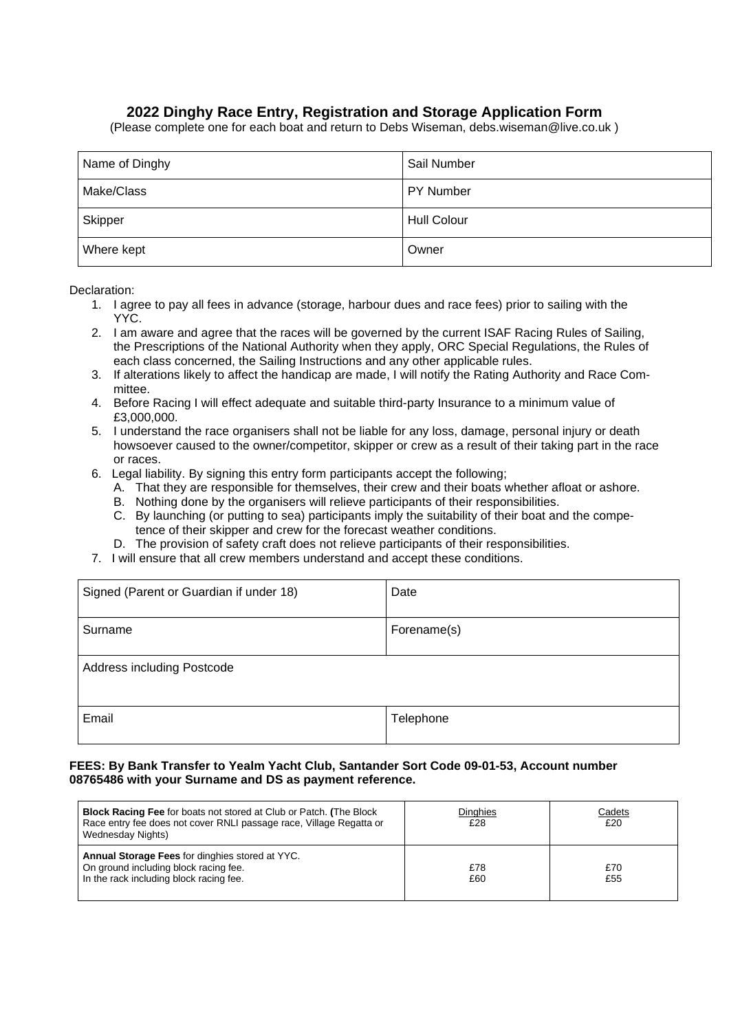# 2022 Dinghy Race Entry, Registration and Storage Application Form

(Please complete one for each boat and return to Debs Wiseman, debs.wiseman@live.co.uk )

| | |
|---|---|
| Name of Dinghy | Sail Number |
| Make/Class | PY Number |
| Skipper | Hull Colour |
| Where kept | Owner |

Declaration:

1. I agree to pay all fees in advance (storage, harbour dues and race fees) prior to sailing with the YYC.
2. I am aware and agree that the races will be governed by the current ISAF Racing Rules of Sailing, the Prescriptions of the National Authority when they apply, ORC Special Regulations, the Rules of each class concerned, the Sailing Instructions and any other applicable rules.
3. If alterations likely to affect the handicap are made, I will notify the Rating Authority and Race Committee.
4. Before Racing I will effect adequate and suitable third-party Insurance to a minimum value of £3,000,000.
5. I understand the race organisers shall not be liable for any loss, damage, personal injury or death howsoever caused to the owner/competitor, skipper or crew as a result of their taking part in the race or races.
6. Legal liability. By signing this entry form participants accept the following;
   A. That they are responsible for themselves, their crew and their boats whether afloat or ashore.
   B. Nothing done by the organisers will relieve participants of their responsibilities.
   C. By launching (or putting to sea) participants imply the suitability of their boat and the competence of their skipper and crew for the forecast weather conditions.
   D. The provision of safety craft does not relieve participants of their responsibilities.
7. I will ensure that all crew members understand and accept these conditions.

| | |
|---|---|
| Signed (Parent or Guardian if under 18) | Date |
| Surname | Forename(s) |
| Address including Postcode | |
| Email | Telephone |

**FEES: By Bank Transfer to Yealm Yacht Club, Santander Sort Code 09-01-53, Account number 08765486 with your Surname and DS as payment reference.**

| | Dinghies | Cadets |
|---|---|---|
| **Block Racing Fee** for boats not stored at Club or Patch. **(**The Block Race entry fee does not cover RNLI passage race, Village Regatta or Wednesday Nights) | £28 | £20 |
| **Annual Storage Fees** for dinghies stored at YYC.<br>On ground including block racing fee.<br>In the rack including block racing fee. | <br>£78<br>£60 | <br>£70<br>£55 |